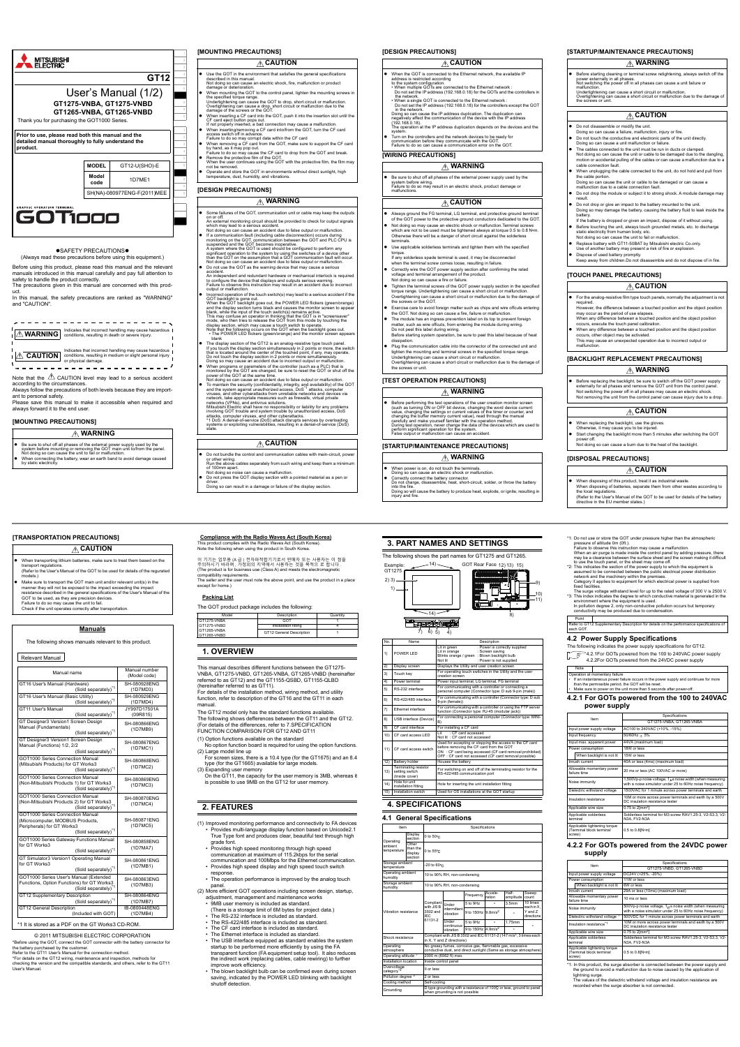# MITSUBISHI ELECTRIC

# GT12

# User's Manual (1/2)

## GT1275-VNBA, GT1275-VNBD
## GT1265-VNBA, GT1265-VNBD

Thank you for purchasing the GOT1000 Series.

**Prior to use, please read both this manual and the detailed manual thoroughly to fully understand the product.**

| MODEL | GT12-U(SH)-E |
|---|---|
| Model code | 1D7ME1 |
| SH(NA)-080977ENG-F(2011)MEE | |

GRAPHIC OPERATION TERMINAL

GOT1000

●SAFETY PRECAUTIONS●

(Always read these precautions before using this equipment.)

Before using this product, please read this manual and the relevant manuals introduced in this manual carefully and pay full attention to safety to handle the product correctly.

The precautions given in this manual are concerned with this product.

In this manual, the safety precautions are ranked as "WARNING" and "CAUTION".

| | |
|---|---|
| ⚠ WARNING | Indicates that incorrect handling may cause hazardous conditions, resulting in death or severe injury. |
| ⚠ CAUTION | Indicates that incorrect handling may cause hazardous conditions, resulting in medium or slight personal injury or physical damage. |

Note that the ⚠ CAUTION level may lead to a serious accident according to the circumstances.

Always follow the precautions of both levels because they are important to personal safety.

Please save this manual to make it accessible when required and always forward it to the end user.

## [MOUNTING PRECAUTIONS]

### ⚠ WARNING

- Be sure to shut off all phases of the external power supply used by the system before mounting or removing the GOT main unit to/from the panel. Not doing so can cause the unit to fail or malfunction.
- When connecting the battery, wear an earth band to avoid damage caused by static electricity.

## [MOUNTING PRECAUTIONS]

### ⚠ CAUTION

- Use the GOT in the environment that satisfies the general specifications described in this manual. Not doing so can cause an electric shock, fire, malfunction or product damage or deterioration.
- When mounting the GOT to the control panel, tighten the mounting screws in the specified torque range. Undertightening can cause the GOT to drop, short circuit or malfunction. Overtightening can cause a drop, short circuit or malfunction due to the damage of the screws or the GOT.
- When inserting a CF card into the GOT, push it into the insertion slot until the CF card eject button pops out. (If not properly inserted, a bad connection may cause a malfunction.
- When inserting/removing a CF card into/from the GOT, turn the CF card access switch off in advance. Failure to do so may corrupt data within the CF card
- When removing a CF card from the GOT, make sure to support the CF card by hand, as it may pop out. Failure to do so may cause the CF card to drop from the GOT and break.
- Remove the protective film of the GOT. When the user continues using the GOT with the protective film, the film may not be removed.
- Operate and store the GOT in environments without direct sunlight, high temperature, dust, humidity, and vibrations.

## [DESIGN PRECAUTIONS]

### ⚠ WARNING

- Some failures of the GOT, communication unit or cable may keep the outputs on or off. An external monitoring circuit should be provided to check for output signals which may lead to a serious accident. Not doing so can cause an accident due to false output or malfunction.
- If a communication fault (including cable disconnection) occurs during monitoring on the GOT, communication between the GOT and PLC CPU is suspended and the GOT becomes inoperative. A system where the GOT is used should be configured to perform any significant operation to the system by using the switches of a device other than the GOT on the assumption that a GOT communication fault will occur. Not doing so can cause an accident due to false output or malfunction.
- Do not use the GOT as the warning device that may cause a serious accident. An independent and redundant hardware or mechanical interlock is required to configure the device that displays and outputs serious warning. Failure to observe this instruction may result in an accident due to incorrect output or malfunction.
- Incorrect operation of the touch switch(s) may lead to a serious accident if the GOT backlight is gone out. When the GOT backlight goes out, the POWER LED flickers (green/orange) and the display section turns black and causes the monitor screen to appear blank, while the input of the touch switch(s) remains active. This may confuse an operator in thinking that the GOT is in "screensaver" mode, who then tries to release the GOT from this mode by touching the display section, which may cause a touch switch to operate. Note that the following occurs on the GOT when the backlight goes out.
  - The POWER LED flickers (green/orange) and the monitor screen appears blank.
- The display section of the GT12 is an analog-resistive type touch panel. If you touch the display section simultaneously in 2 points or more, the switch that is located around the center of the touched point, if any, may operate. Do not touch the display section in 2 points or more simultaneously. Doing so may cause an accident due to incorrect output or malfunction.
- When programs or parameters of the controller (such as a PLC) that is monitored by the GOT are changed, be sure to reset the GOT or shut off the power of the GOT at the same time. Not doing so can cause an accident due to false output or malfunction.
- To maintain the security (confidentiality, integrity, and availability) of the GOT and the system against unauthorized access, DoS*1 attacks, computer viruses, and other cyberattacks from unreliable networks and devices via network, take appropriate measures such as firewalls, virtual private networks (VPNs), and antivirus solutions. Mitsubishi Electric shall have no responsibility or liability for any problems involving GOT trouble and system trouble by unauthorized access, DoS attacks, computer viruses, and other cyberattacks.
  *1 DoS: A denial-of-service (DoS) attack disrupts services by overloading systems or exploiting vulnerabilities, resulting in a denial-of-service (DoS) state.

### ⚠ CAUTION

- Do not bundle the control and communication cables with main-circuit, power or other wiring. Run the above cables separately from such wiring and keep them a minimum of 100mm apart. Not doing so noise can cause a malfunction.
- Do not press the GOT display section with a pointed material as a pen or driver. Doing so can result in a damage or failure of the display section.

## [DESIGN PRECAUTIONS]

### ⚠ CAUTION

- When the GOT is connected to the Ethernet network, the available IP address is restricted according to the system configuration.
  - When multiple GOTs are connected to the Ethernet network : Do not set the IP address (192.168.0.18) for the GOTs and the controllers in the network.
  - When a single GOT is connected to the Ethernet network : Do not set the IP address (192.168.0.18) for the controllers except the GOT in the network.
  
  Doing so can cause the IP address duplication. The duplication can negatively affect the communication of the device with the IP address (192.168.0.18). The operation at the IP address duplication depends on the devices and the system.
- Turn on the controllers and the network devices to be ready for communication before they communicate with the GOT. Failure to do so can cause a communication error on the GOT.

## [WIRING PRECAUTIONS]

### ⚠ WARNING

- Be sure to shut off all phases of the external power supply used by the system before wiring. Failure to do so may result in an electric shock, product damage or malfunctions.

### ⚠ CAUTION

- Always ground the FG terminal, LG terminal, and protective ground terminal of the GOT power to the protective ground conductors dedicated to the GOT.
- Not doing so may cause an electric shock or malfunction.Terminal screws which are not to be used must be tightened always at torque 0.5 to 0.8 N•m. Otherwise there will be a danger of short circuit against the solderless terminals.
- Use applicable solderless terminals and tighten them with the specified torque. If any solderless spade terminal is used, it may be disconnected when the terminal screw comes loose, resulting in failure.
- Correctly wire the GOT power supply section after confirming the rated voltage and terminal arrangement of the product. Not doing so can cause a fire or failure.
- Tighten the terminal screws of the GOT power supply section in the specified torque range. Undertightening can cause a short circuit or malfunction. Overtightening can cause a short circuit or malfunction due to the damage of the screws or the GOT.
- Exercise care to avoid foreign matter such as chips and wire offcuts entering the GOT. Not doing so can cause a fire, failure or malfunction.
- The module has an ingress prevention label on its top to prevent foreign matter, such as wire offcuts, from entering the module during wiring. Do not peel this label during wiring. Before starting system operation, be sure to peel this label because of heat dissipation.
- Plug the communication cable into the connector of the connected unit and tighten the mounting and terminal screws in the specified torque range. Undertightening can cause a short circuit or malfunction. Overtightening can cause a short circuit or malfunction due to the damage of the screws or unit.

## [TEST OPERATION PRECAUTIONS]

### ⚠ WARNING

- Before performing the test operations of the user creation monitor screen (such as turning ON or OFF bit device, changing the word device current value, changing the settings or current values of the timer or counter, and changing the buffer memory current value), read through the manual carefully and make yourself familiar with the operation method. During test operation, never change the data of the devices which are used to perform significant operation for the system. False output or malfunction can cause an accident.

## [STARTUP/MAINTENANCE PRECAUTIONS]

### ⚠ WARNING

- When power is on, do not touch the terminals. Doing so can cause an electric shock or malfunction.
- Correctly connect the battery connector. Do not charge, disassemble, heat, short-circuit, solder, or throw the battery into the fire. Doing so will cause the battery to produce heat, explode, or ignite, resulting in injury and fire.

## [STARTUP/MAINTENANCE PRECAUTIONS]

### ⚠ WARNING

- Before starting cleaning or terminal screw retightening, always switch off the power externally in all phases. Not switching the power off in all phases can cause a unit failure or malfunction. Undertightening can cause a short circuit or malfunction. Overtightening can cause a short circuit or malfunction due to the damage of the screws or unit.

### ⚠ CAUTION

- Do not disassemble or modify the unit. Doing so can cause a failure, malfunction, injury or fire.
- Do not touch the conductive and electronic parts of the unit directly. Doing so can cause a unit malfunction or failure.
- The cables connected to the unit must be run in ducts or clamped. Not doing so can cause the unit or cable to be damaged due to the dangling, motion or accidental pulling of the cables or can cause a malfunction due to a cable connection fault.
- When unplugging the cable connected to the unit, do not hold and pull from the cable portion. Doing so can cause the unit or cable to be damaged or can cause a malfunction due to a cable connection fault.
- Do not drop the module or subject it to strong shock. A module damage may result.
- Do not drop or give an impact to the battery mounted to the unit. Doing so may damage the battery, causing the battery fluid to leak inside the battery. If the battery is dropped or given an impact, dispose of it without using.
- Before touching the unit, always touch grounded metals, etc. to discharge static electricity from human body, etc. Not doing so can cause the unit to fail or malfunction.
- Replace battery with CT11-50BAT by Mitsubishi electric Co.only. Use of another battery may present a risk of fire or explosion.
- Dispose of used battery promptly. Keep away from children.Do not disassemble and do not dispose of in fire.

## [TOUCH PANEL PRECAUTIONS]

### ⚠ CAUTION

- For the analog-resistive film type touch panels, normally the adjustment is not required. However, the difference between a touched position and the object position may occur as the period of use elapses. When any difference between a touched position and the object position occurs, execute the touch panel calibration.
- When any difference between a touched position and the object position occurs, other object may be activated. This may cause an unexpected operation due to incorrect output or malfunction.

## [BACKLIGHT REPLACEMENT PRECAUTIONS]

### ⚠ WARNING

- Before replacing the backlight, be sure to switch off the GOT power supply externally for all phases and remove the GOT unit from the control panel. Not switching the power off in all phases can cause electric shock. Not removing the unit from the control panel can cause injury due to a drop.

### ⚠ CAUTION

- When replacing the backlight, use the gloves. Otherwise, it may cause you to be injured.
- Start changing the backlight more than 5 minutes after switching the GOT power off. Not doing so can cause a burn due to the heat of the backlight.

## [DISPOSAL PRECAUTIONS]

### ⚠ CAUTION

- When disposing of this product, treat it as industrial waste. When disposing of batteries, separate them from other wastes according to the local regulations. (Refer to the User's Manual of the GOT to be used for details of the battery directive in the EU member states.)

## [TRANSPORTATION PRECAUTIONS]

### ⚠ CAUTION

- When transporting lithium batteries, make sure to treat them based on the transport regulations. (Refer to the User's Manual of the GOT to be used for details of the regulated models.)
- Make sure to transport the GOT main unit and/or relevant unit(s) in the manner they will not be exposed to the impact exceeding the impact resistance described in the general specifications of the User's Manual of the GOT to be used, as they are precision devices. Failure to do so may cause the unit to fail. Check if the unit operates correctly after transportation.

## Manuals

The following shows manuals relevant to this product.

### Relevant Manual

| Manual name | Manual number (Model code) |
|---|---|
| GT16 User's Manual (Hardware) (Sold separately)*1 | SH-080928ENG (1D7MD3) |
| GT16 User's Manual (Basic Utility) (Sold separately)*1 | SH-080929ENG (1D7MD4) |
| GT11 User's Manual (Sold separately)*1 | JY997D17501A (09R815) |
| GT Designer3 Version1 Screen Design Manual (Fundamentals) (Sold separately)*1 | SH-080866ENG (1D7MB9) |
| GT Designer3 Version1 Screen Design Manual (Functions) 1/2, 2/2 (Sold separately)*1 | SH-080867ENG (1D7MC1) |
| GOT1000 Series Connection Manual (Mitsubishi Products) for GT Works3 (Sold separately)*1 | SH-080868ENG (1D7MC2) |
| GOT1000 Series Connection Manual (Non-Mitsubishi Products 1) for GT Works3 (Sold separately)*1 | SH-080869ENG (1D7MC3) |
| GOT1000 Series Connection Manual (Non-Mitsubishi Products 2) for GT Works3 (Sold separately)*1 | SH-080870ENG (1D7MC4) |
| GOT1000 Series Connection Manual (Microcomputer, MODBUS Products, Peripherals) for GT Works3 (Sold separately)*1 | SH-080871ENG (1D7MC5) |
| GOT1000 Series Gateway Functions Manual for GT Works3 (Sold separately)*1 | SH-080858ENG (1D7MA7) |
| GT Simulator3 Version1 Operating Manual for GT Works3 (Sold separately)*1 | SH-080861ENG (1D7MB1) |
| GOT1000 Series User's Manual (Extended Functions, Option Functions) for GT Works3 (Sold separately)*1 | SH-080863ENG (1D7MB3) |
| GT12 Supplementary Description (Sold separately)*1 | SH-080864ENG (1D7MB7) |
| GT12 General Description (Included with GOT) | IB-0800448ENG (1D7MB4) |

*1 It is stored as a PDF on the GT Works3 CD-ROM.

© 2011 MITSUBISHI ELECTRIC CORPORATION

*Before using the GOT, connect the GOT connector with the battery connector for the battery purchased by the customer.
Refer to the GT11 User's Manual for the connection method.
*For details on the GT12 wiring, maintenance and inspection, methods for checking the version and the compatible standards, and others, refer to the GT11 User's Manual.

**Compliance with the Radio Waves Act (South Korea)**

This product complies with the Radio Waves Act (South Korea).
Note the following when using the product in South Korea.

이 기기는 업무용 (A급) 전자파적합기로서 판매자 또는 사용자는 이 점을 주의하시기 바라며, 가정외의 지역에서 사용하는 것을 목적으로 합니다.
(The product is for business use (Class A) and meets the electromagnetic compatibility requirements.
The seller and the user must note the above point, and use the product in a place except for home.)

**Packing List**

The GOT product package includes the following:

| Model | Description | Quantity |
|---|---|---|
| GT1275-VNBA<br>GT1275-VNBD<br>GT1265-VNBA<br>GT1265-VNBD | GOT | 1 |
| | Installation fitting | 4 |
| | GT12 General Description | 1 |

## 1. OVERVIEW

This manual describes different functions between the GT1275-VNBA, GT1275-VNBD, GT1265-VNBA, GT1265-VNBD (hereinafter referred to as GT12) and the GT1155-QSBD, GT1155-QLBD (hereinafter referred to as GT11).
For details of the installation method, wiring method, and utility function, refer to description of the GT16 and the GT11 in each manual.
The GT12 model only has the standard functions available.
The following shows differences between the GT11 and the GT12.
(For details of the differences, refer to 7.SPECIFICATION FUNCTION COMPARISON FOR GT12 AND GT11

(1) Option functions available on the standard
No option function board is required for using the option functions.
(2) Large model line up
For screen sizes, there is a 10.4 type (for the GT1675) and an 8.4 type (for the GT1665) available for large models.
(3) Expanding user memory
On the GT11, the capacity for the user memory is 3MB, whereas it is possible to use 9MB on the GT12 for user memory.

## 2. FEATURES

(1) Improved monitoring performance and connectivity to FA devices
- Provides multi-language display function based on Unicode2.1 True Type font and produces clear, beautiful text through high grade font.
- Provides high speed monitoring through high speed communication at maximum of 115.2kbps for the serial communication and 100Mbps for the Ethernet communication.
- Provides high speed display and high speed touch switch response.
- The operation performance is improved by the analog touch panel.

(2) More efficient GOT operations including screen design, startup, adjustment, management and maintenance works
- 9MB user memory is included as standard. (There is a storage limit of 6M bytes for project data.)
- The RS-232 interface is included as standard.
- The RS-422/485 interface is included as standard.
- The CF card interface is included as standard.
- The Ethernet interface is included as standard.
- The USB interface equipped as standard enables the system startup to be performed more efficiently by using the FA transparent function (FA equipment setup tool). It also reduces the indirect work (replacing cables, cable rewiring) to further improve work efficiency.
- The blown backlight bulb can be confirmed even during screen saving, indicated by the POWER LED blinking with backlight shutoff detection.

## 3. PART NAMES AND SETTINGS

The following shows the part names for GT1275 and GT1265.

Example: GT1275 — GOT Rear Face 12) 13) 15) — labels 1) 2) 3) 4) 5) 6) 7) 8) 9) 10) 11) 14)

| No. | Name | Description |
|---|---|---|
| 1) | POWER LED | Lit in green : Power is correctly supplied<br>Lit in orange : Screen saving<br>Blinks orange / green : Blown backlight bulb<br>Not lit : Power is not supplied |
| 2) | Display screen | Displays the Utility and user creation screen |
| 3) | Touch key | For operating touch switches in the Utility and the user creation screen |
| 4) | Power terminal | Power input terminal, LG terminal, FG terminal |
| 5) | RS-232 interface | For communicating with a controller or connecting a personal computer (Connector type: D sub 9-pin (male)) |
| 6) | RS-422/485 interface | For communicating with a controller (Connector type: D sub 9-pin (female)) |
| 7) | Ethernet interface | For communicating with a controller or using the FTP server function (Connector type: RJ-45 (modular jack)) |
| 8) | USB interface (Device) | For connecting a personal computer (Connector type: MINI-B) |
| 9) | CF card interface | For installing a CF card |
| 10) | CF card access LED | Lit : CF card accessed<br>Not lit : CF card not accessed |
| 11) | CF card access switch | Used for accessing or stopping the access to the CF card before removing the CF card.<br>ON : CF card being accessed (CF card removal prohibited)<br>OFF : CF card not accessed (CF card removal possible) |
| 12) | Battery holder | Houses the battery |
| 13) | Terminating resistor setting switch (Inside cover) | For switching on and off of the terminating resistor for the RS-422/485 communication port |
| 14) | Hole for unit installation fitting | Hole for inserting the unit installation fitting |
| 15) | Installation switch | Used for OS installations at the GOT startup |

## 4. SPECIFICATIONS

### 4.1 General Specifications

| Item | | | | Specifications | | | |
|---|---|---|---|---|---|---|---|
| Operating ambient temperature | Display section | | | 0 to 50℃ | | | |
| | Other than the display section | | | 0 to 55℃ | | | |
| Storage ambient temperature | | | | -20 to 60℃ | | | |
| Operating ambient humidity | | | | 10 to 90% RH, non-condensing | | | |
| Storage ambient humidity | | | | 10 to 90% RH, non-condensing | | | |
| Vibration resistance | Compliant with JIS B 3502 and IEC 61131-2 | | Frequency | Acceleration | Half-amplitude | Sweep count | |
| | | Under intermittent vibration | 5 to 9Hz | - | 3.5mm | 10 times each in X, Y and Z directions | |
| | | | 9 to 150Hz | 9.8m/s² | - | | |
| | | Under continuous vibration | 5 to 9Hz | - | 1.75mm | - | |
| | | | 9 to 150Hz | 4.9m/s² | - | | |
| Shock resistance | | | | Compliant with JIS B 3502 and IEC 61131-2 (147 m/s², 3 times each in X, Y and Z directions) | | | |
| Operating atmosphere | | | | No greasy fumes, corrosive gas, flammable gas, excessive conductive dust, and direct sunlight (Same as storage atmosphere) | | | |
| Operating altitude *1 | | | | 2000 m (6562 ft) max. | | | |
| Installation location | | | | Inside control panel | | | |
| Overvoltage category *2 | | | | II or less | | | |
| Pollution degree *3 | | | | 2 or less | | | |
| Cooling method | | | | Self-cooling | | | |
| Grounding | | | | D type grounding with a resistance of 100Ω or less, ground to panel when grounding is not possible | | | |

*1: Do not use or store the GOT under pressure higher than the atmospheric pressure of altitude 0m (0ft.).
Failure to observe this instruction may cause a malfunction.
When an air purge is made inside the control panel by adding pressure, there may be a clearance between the surface sheet and the screen making it difficult to use the touch panel, or the sheet may come off.
*2: This indicates the section of the power supply to which the equipment is assumed to be connected between the public electrical power distribution network and the machinery within the premises.
Category II applies to equipment for which electrical power is supplied from fixed facilities.
The surge voltage withstand level for up to the rated voltage of 300 V is 2500 V.
*3: This index indicates the degree to which conductive material is generated in the environment where the equipment is used.
In pollution degree 2, only non-conductive pollution occurs but temporary conductivity may be produced due to condensation.

Point
Refer to GT12 Supplementary Description for details on the performance specifications of each GOT.

### 4.2 Power Supply Specifications

The following indicates the power supply specifications for GT12.
4.2.1For GOTs powered from the 100 to 240VAC power supply
4.2.2For GOTs powered from the 24VDC power supply

Note
Operation at momentary failure
- If an instantaneous power failure occurs in the power supply and continues for more than the permissible period, the GOT will be reset.
- Make sure to power on the unit more than 5 seconds after power-off.

#### 4.2.1 For GOTs powered from the 100 to 240VAC power supply

| Item | Specifications |
|---|---|
| | GT1275-VNBA, GT1265-VNBA |
| Input power supply voltage | AC100 to 240VAC (+10%, -15%) |
| Input frequency | 50/60Hz ± 5% |
| Input max. apparent power | 64VA (maximum load) |
| Power consumption | 18W or less |
| When backlight is not lit | 15W or less |
| Inrush current | 40A or less (4ms) (maximum load) |
| Allowable momentary power failure time | Within 20ms (AC 100VAC or more) |
| Noise immunity | 1,500Vp-p noise voltage, 1 µs noise width (when measuring with a noise simulator under 25 to 60Hz noise frequency) |
| Dielectric withstand voltage | 1500VAC for 1 minute across power terminals and earth |
| Insulation resistance | 10M or more across power terminals and earth by a 500V DC insulation resistance tester |
| Applicable wire size | 0.75 to 2[mm²] |
| Applicable solderless terminal | Solderless terminal for M3 screw RAV1.25-3, V2-S3.3, V2-N3A, FV2-N3A |
| Applicable tightening torque (Terminal block terminal screw) | 0.5 to 0.8[N•m] |

#### 4.2.2 For GOTs powered from the 24VDC power supply

| Item | Specifications |
|---|---|
| | GT1275-VNBD, GT1265-VNBD |
| Input power supply voltage | DC24V (+25%, -20%) |
| Power consumption | 11W or less |
| When backlight is not lit | 8W or less |
| Inrush current | 29A or less (10ms) (maximum load) |
| Allowable momentary power failure time | 10 ms or less |
| Noise immunity | 500Vp-p noise voltage, 1µs noise width (when measuring with a noise simulator under 25 to 60Hz noise frequency) |
| Dielectric withstand voltage | 500VDC for 1 minute across power terminals and earth |
| Insulation resistance*1 | 10M or more across power terminals and earth by a 500V DC insulation resistance tester |
| Applicable wire size | 0.75 to 2[mm²] |
| Applicable solderless terminal | Solderless terminal for M3 screw RAV1.25-3, V2-S3.3, V2-N3A, FV2-N3A |
| Applicable tightening torque (Terminal block terminal screw) | 0.5 to 0.8[N•m] |

*1: In this product, the surge absorber is connected between the power supply and the ground to avoid a malfunction due to noise caused by the application of lightning surge.
The values of the dielectric withstand voltage and insulation resistance are recorded when the surge absorber is not connected.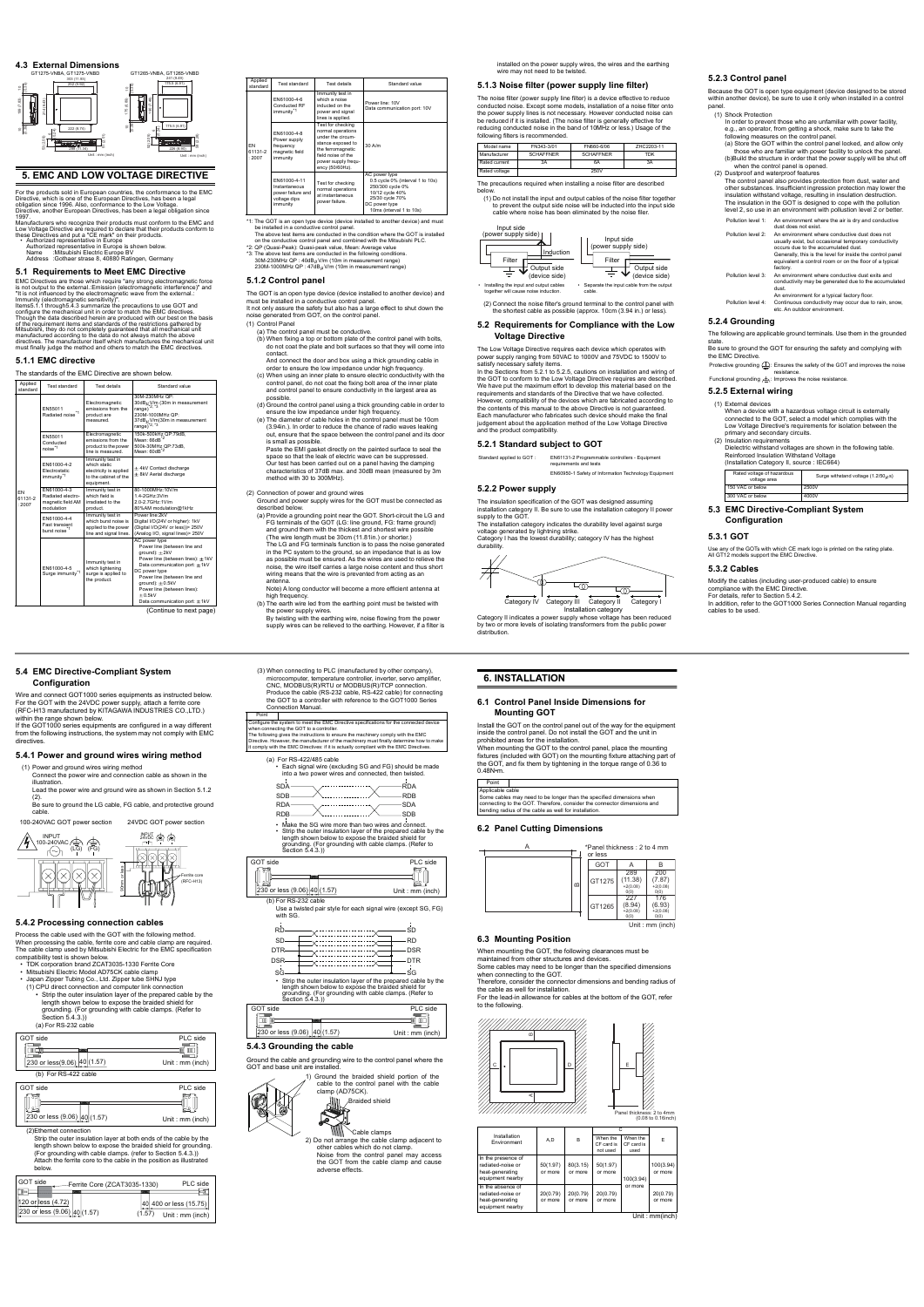## 4.3 External Dimensions

GT1275-VNBA, GT1275-VNBD | GT1265-VNBA, GT1265-VNBD

Unit : mm (inch)

# 5. EMC AND LOW VOLTAGE DIRECTIVE

For the products sold in European countries, the conformance to the EMC Directive, which is one of the European Directives, has been a legal obligation since 1996. Also, conformance to the Low Voltage Directive, another European Directives, has been a legal obligation since 1997.

Manufacturers who recognize their products must conform to the EMC and Low Voltage Directive are required to declare that their products conform to these Directives and put a "CE mark" on their products.

- Authorized representative in Europe

Authorized representative in Europe is shown below.

Name : Mitsubishi Electric Europe BV

Address : Gothaer strase 8, 40880 Ratingen, Germany

## 5.1 Requirements to Meet EMC Directive

EMC Directives are those which require "any strong electromagnetic force is not output to the external.:Emission (electromagnetic interference)" and "It is not influenced by the electromagnetic wave from the external.: Immunity (electromagnetic sensitivity)".

Items5.1.1 through5.4.3 summarize the precautions to use GOT and configure the mechanical unit in order to match the EMC directives.

Though the data described herein are produced with our best on the basis of the requirement items and standards of the restrictions gathered by Mitsubishi, they do not completely guaranteed that all mechanical unit manufactured according to the data do not always match the above directives. The manufacturer itself which manufactures the mechanical unit must finally judge the method and others to match the EMC directives.

### 5.1.1 EMC directive

The standards of the EMC Directive are shown below.

| Applied standard | Test standard | Test details | Standard value |
|---|---|---|---|
| EN 61131-2 2007 | EN55011 Radiated noise *1 | Electromagnetic emissions from the product are measured. | 30M-230MHz QP: 30dBμV/m (30m in measurement range) *2, *3<br>230M-1000MHz QP: 37dBμV/m(30m in measurement range) *2, *3 |
| | EN55011 Conducted noise *1 | Electromagnetic emissions from the product to the power line is measured. | 150k-500kHz QP:79dB, Mean: 66dB *2<br>500k-30MHz QP:73dB, Mean: 60dB *2 |
| | EN61000-4-2 Electrostatic immunity *1 | Immunity test in which static electricity is applied to the cabinet of the equipment. | ± 4kV Contact discharge<br>± 8kV Aerial discharge |
| | EN61000-4-3 Radiated electro-magnetic field AM modulation | Immunity test in which field is irradiated to the product. | 80-1000MHz:10V/m<br>1.4-2GHz:3V/m<br>2.0-2.7GHz:1V/m<br>80%AM modulation@1kHz |
| | EN61000-4-4 Fast transient burst noise *1 | Immunity test in which burst noise is applied to the power line and signal lines. | Power line:2kV<br>Digital I/O(24V or higher): 1kV<br>(Digital I/O(24V or less))> 250V<br>(Analog I/O, signal lines)> 250V |
| | EN61000-4-5 Surge immunity *1 | Immunity test in which lightening surge is applied to the product. | AC power type<br>Power line (between line and ground): ± 2kV<br>Power line (between lines): ± 1kV<br>Data communication port: ± 1kV<br>DC power type<br>Power line (between line and ground): ± 0.5kV<br>Power line (between lines): ± 0.5kV<br>Data communication port: ± 1kV |
| | EN61000-4-6 Conducted RF immunity *1 | Immunity test in which a noise inducted on the power and signal lines is applied. | Power line: 10V<br>Data communication port: 10V |
| | EN61000-4-8 Power supply frequency magnetic field immunity | Test for checking normal operations under the circumstance exposed to the ferromagnetic field noise of the power supply frequency (50/60Hz) | 30 A/m |
| | EN61000-4-11 Instantaneous power failure and voltage dips immunity | Test for checking normal operations at instantaneous power failure. | AC power type<br>0.5 cycle 0% (interval 1 to 10s)<br>250/300 cycle 0%<br>10/12 cycle 40%<br>25/30 cycle 70%<br>DC power type<br>10ms (interval 1 to 10s) |

(Continue to next page)

*1: The GOT is an open type device (device installed to another device) and must be installed in a conductive control panel.
The above test items are conducted in the condition where the GOT is installed on the conductive control panel and combined with the Mitsubishi PLC.

*2: QP (Quasi-Peak): Quasi-peak value, Mean: Average value

*3: The above test items are conducted in the following conditions.
30M-230MHz QP : 40dBμV/m (10m in measurement range)
230M-1000MHz QP : 47dBμV/m (10m in measurement range)

### 5.1.2 Control panel

The GOT is an open type device (device installed to another device) and must be installed in a conductive control panel.

It not only assure the safety but also has a large effect to shut down the noise generated from GOT, on the control panel.

(1) Control Panel

(a) The control panel must be conductive.

(b) When fixing a top or bottom plate of the control panel with bolts, do not coat the plate and bolt surfaces so that they will come into contact.
And connect the door and box using a thick grounding cable in order to ensure the low impedance under high frequency.

(c) When using an inner plate to ensure electric conductivity with the control panel, do not coat the fixing bolt area of the inner plate and control panel to ensure conductivity in the largest area as possible.

(d) Ground the control panel using a thick grounding cable in order to ensure the low impedance under high frequency.

(e) The diameter of cable holes in the control panel must be 10cm (3.94in.). In order to reduce the chance of radio waves leaking out, ensure that the space between the control panel and its door is small as possible.
Paste the EMI gasket directly on the painted surface to seal the space so that the leak of electric wave can be suppressed.
Our test has been carried out on a panel having the damping characteristics of 37dB max. and 30dB mean (measured by 3m method with 30 to 300MHz).

(2) Connection of power and ground wires

Ground and power supply wires for the GOT must be connected as described below.

(a) Provide a grounding point near the GOT. Short-circuit the LG and FG terminals of the GOT (LG: line ground, FG: frame ground) and ground them with the thickest and shortest wire possible (The wire length must be 30cm (11.81in.) or shorter.)
The LG and FG terminals function is to pass the noise generated in the PC system to the ground, so an impedance that is as low as possible must be ensured. As the wires are used to relieve the noise, the wire itself carries a large noise content and thus short wiring means that the wire is prevented from acting as an antenna.
Note) A long conductor will become a more efficient antenna at high frequency.

(b) The earth wire led from the earthing point must be twisted with the power supply wires.
By twisting with the earthing wire, noise flowing from the power supply wires can be relieved to the earthing. However, if a filter is installed on the power supply wires, the wires and the earthing wire may not need to be twisted.

### 5.1.3 Noise filter (power supply line filter)

The noise filter (power supply line filter) is a device effective to reduce conducted noise. Except some models, installation of a noise filter onto the power supply lines is not necessary. However conducted noise can be reduced if it is installed. (The noise filter is generally effective for reducing conducted noise in the band of 10MHz or less.) Usage of the following filters is recommended.

| Model name | FN343-3/01 | FN660-6/06 | ZHC2203-11 |
|---|---|---|---|
| Manufacturer | SCHAFFNER | SCHAFFNER | TDK |
| Rated current | 3A | 6A | 3A |
| Rated voltage | 250V | | |

The precautions required when installing a noise filter are described below.

(1) Do not install the input and output cables of the noise filter together to prevent the output side noise will be inducted into the input side cable where noise has been eliminated by the noise filter.

- Installing the input and output cables together will cause noise induction.
- Separate the input cable from the output cable.

(2) Connect the noise filter's ground terminal to the control panel with the shortest cable as possible (approx. 10cm (3.94 in.) or less).

## 5.2 Requirements for Compliance with the Low Voltage Directive

The Low Voltage Directive requires each device which operates with power supply ranging from 50VAC to 1000V and 75VDC to 1500V to satisfy necessary safety items.

In the Sections from 5.2.1 to 5.2.5, cautions on installation and wiring of the GOT to conform to the Low Voltage Directive requires are described. We have put the maximum effort to develop this material based on the requirements and standards of the Directive that we have collected. However, compatibility of the devices which are fabricated according to the contents of this manual to the above Directive is not guaranteed. Each manufacturer who fabricates such device should make the final judgement about the application method of the Low Voltage Directive and the product compatibility.

### 5.2.1 Standard subject to GOT

Standard applied to GOT : EN61131-2 Programmable controllers - Equipment requirements and tests
EN60950-1 Safety of Information Technology Equipment

### 5.2.2 Power supply

The insulation specification of the GOT was designed assuming installation category II. Be sure to use the installation category II power supply to the GOT.

The installation category indicates the durability level against surge voltage generated by lightning strike.

Category I has the lowest durability; category IV has the highest durability.

Category IV | Category III | Category II | Category I

Installation category

Category II indicates a power supply whose voltage has been reduced by two or more levels of isolating transformers from the public power distribution.

### 5.2.3 Control panel

Because the GOT is open type equipment (device designed to be stored within another device), be sure to use it only when installed in a control panel.

(1) Shock Protection

In order to prevent those who are unfamiliar with power facility, e.g., an operator, from getting a shock, make sure to take the following measures on the control panel.

(a) Store the GOT within the control panel locked, and allow only those who are familiar with power facility to unlock the panel.

(b) Build the structure in order that the power supply will be shut off when the control panel is opened.

(2) Dustproof and waterproof features

The control panel also provides protection from dust, water and other substances. Insufficient ingression protection may lower the insulation withstand voltage, resulting in insulation destruction. The insulation in the GOT is designed to cope with the pollution level 2, so use in an environment with pollustion level 2 or better.

- Pollution level 1: An environment where the air is dry and conductive dust does not exist.
- Pollution level 2: An environment where conductive dust does not usually exist, but occasional temporary conductivity occurs due to the accumulated dust. Generally, this is the level for inside the control panel equivalent a control room or on the floor of a typical factory.
- Pollution level 3: An environment where conductive dust exits and conductivity may be generated due to the accumulated dust. An environment for a typical factory floor.
- Pollution level 4: Continuous conductivity may occur due to rain, snow, etc. An outdoor environment.

### 5.2.4 Grounding

The following are applicable ground terminals. Use them in the grounded state.

Be sure to ground the GOT for ensuring the safety and complying with the EMC Directive.

Protective grounding: Ensures the safety of the GOT and improves the noise resistance.

Functional grounding: Improves the noise resistance.

### 5.2.5 External wiring

(1) External devices

When a device with a hazardous voltage circuit is externally connected to the GOT, select a model which complies with the Low Voltage Directive's requirements for isolation between the primary and secondary circuits.

(2) Insulation requirements

Dielectric withstand voltages are shown in the following table.

Reinforced Insulation Withstand Voltage

(Installation Category II, source : IEC664)

| Rated voltage of hazardous voltage area | Surge withstand voltage (1.2/50μs) |
|---|---|
| 150 VAC or below | 2500V |
| 300 VAC or below | 4000V |

## 5.3 EMC Directive-Compliant System Configuration

### 5.3.1 GOT

Use any of the GOTs with which CE mark logo is printed on the rating plate. All GT12 models support the EMC Directive.

### 5.3.2 Cables

Modify the cables (including user-produced cable) to ensure compliance with the EMC Directive.

For details, refer to Section 5.4.2.

In addition, refer to the GOT1000 Series Connection Manual regarding cables to be used.

## 5.4 EMC Directive-Compliant System Configuration

Wire and connect GOT1000 series equipments as instructed below. For the GOT with the 24VDC power supply, attach a ferrite core (RFC-H13 manufactured by KITAGAWA INDUSTRIES CO.,LTD.) within the range shown below.

If the GOT1000 series equipments are configured in a way different from the following instructions, the system may not comply with EMC Directives.

### 5.4.1 Power and ground wires wiring method

(1) Power and ground wires wiring method

Connect the power wire and connection cable as shown in the illustration.

Lead the power wire and ground wire as shown in Section 5.1.2 (2).

Be sure to ground the LG cable, FG cable, and protective ground cable.

100-240VAC GOT power section | 24VDC GOT power section

INPUT 100-240VAC (LG) (FG) | INPUT 24VDC | 20cm or less | Ferrite core (RFC-H13)

### 5.4.2 Processing connection cables

Process the cable used with the GOT with the following method. When processing the cable, ferrite core and cable clamp are required. The cable clamp used by Mitsubishi Electric for the EMC specification compatibility test is shown below.

- TDK corporation brand ZCAT3035-1330 Ferrite Core
- Mitsubishi Electric Model AD75CK cable clamp
- Japan Zipper Tubing Co., Ltd. Zipper tube SHNJ type

(1) CPU direct connection and computer link connection

- Strip the outer insulation layer of the prepared cable by the length shown below to expose the braided shield for grounding. (For grounding with cable clamps. (Refer to Section 5.4.3.))

(a) For RS-232 cable

GOT side — PLC side — 230 or less(9.06) 40 (1.57) — Unit : mm (inch)

(b) For RS-422 cable

GOT side — PLC side — 230 or less(9.06) 40 (1.57) — Unit : mm (inch)

(2)Ethernet connection

Strip the outer insulation layer at both ends of the cable by the length shown below to expose the braided shield for grounding. (For grounding with cable clamps. (refer to Section 5.4.3.)) Attach the ferrite core to the cable in the position as illustrated below.

GOT side — Ferrite Core (ZCAT3035-1330) — PLC side — 120 or less (4.72) — 230 or less (9.06) 40 (1.57) — 40 400 or less (15.75) (1.57) — Unit : mm (inch)

(3) When connecting to PLC (manufactured by other company), microcomputer, temperature controller, inverter, servo amplifier, CNC, MODBUS(R)/RTU or MODBUS(R)/TCP connection.

Produce the cable (RS-232 cable, RS-422 cable) for connecting the GOT to a controller with reference to the GOT1000 Series Connection Manual.

**Point**

Configure the system to meet the EMC Directive specifications for the connected device when connecting the GOT to a controller.

The following gives the instructions to ensure the machinery comply with the EMC Directive. However, the manufacturer of the machinery must finally determine how to make it comply with the EMC Directives: if it is actually compliant with the EMC Directives.

(a) For RS-422/485 cable

- Each signal wire (excluding SG and FG) should be made into a two power wires and connected, then twisted.

SDA — RDA, SDB — RDB, RDA — SDA, RDB — SDB

- Make the SG wire more than two wires and connect.
- Strip the outer insulation layer of the prepared cable by the length shown below to expose the braided shield for grounding. (For grounding with cable clamps. (Refer to Section 5.4.3.))

GOT side — PLC side — 230 or less (9.06) 40 (1.57) — Unit : mm (inch)

(b) For RS-232 cable

Use a twisted pair style for each signal wire (except SG, FG) with SG.

RD — SD, SD — RD, DTR — DSR, DSR — DTR, SG — SG

- Strip the outer insulation layer of the prepared cable by the length shown below to expose the braided shield for grounding. (For grounding with cable clamps. (Refer to Section 5.4.3.))

GOT side — PLC side — 230 or less (9.06) 40 (1.57) — Unit : mm (inch)

### 5.4.3 Grounding the cable

Ground the cable and grounding wire to the control panel where the GOT and base unit are installed.

1) Ground the braided shield portion of the cable to the control panel with the cable clamp (AD75CK).

Braided shield

Cable clamps

2) Do not arrange the cable clamp adjacent to other cables which do not clamp.
Noise from the control panel may access the GOT from the cable clamp and cause adverse effects.

# 6. INSTALLATION

## 6.1 Control Panel Inside Dimensions for Mounting GOT

Install the GOT on the control panel out of the way for the equipment inside the control panel. Do not install the GOT and the unit in prohibited areas for the installation.

When mounting the GOT to the control panel, place the mounting fixtures (included with GOT) on the mounting fixture attaching part of the GOT, and fix them by tightening in the torque range of 0.36 to 0.48N•m.

**Point**

Applicable cable

Some cables may need to be longer than the specified dimensions when connecting to the GOT. Therefore, consider the connector dimensions and bending radius of the cable as well for installation.

## 6.2 Panel Cutting Dimensions

*Panel thickness : 2 to 4 mm or less

| GOT | A | B |
|---|---|---|
| GT1275 | 289 (11.38) +2(0.08) / 0(0) | 200 (7.87) +2(0.08) / 0(0) |
| GT1265 | 227 (8.94) +2(0.08) / 0(0) | 176 (6.93) +2(0.08) / 0(0) |

Unit : mm (inch)

## 6.3 Mounting Position

When mounting the GOT, the following clearances must be maintained from other structures and devices.

Some cables may need to be longer than the specified dimensions when connecting to the GOT.

Therefore, consider the connector dimensions and bending radius of the cable as well for installation.

For the lead-in allowance for cables at the bottom of the GOT, refer to the following.

Panel thickness: 2 to 4mm (0.08 to 0.16inch)

| Installation Environment | A,D | B | C: When the CF card is not used | C: When the CF card is used | E |
|---|---|---|---|---|---|
| In the presence of radiated-noise or heat-generating equipment nearby | 50(1.97) or more | 80(3.15) or more | 50(1.97) or more | 100(3.94) or more | 100(3.94) or more |
| In the absence of radiated-noise or heat-generating equipment nearby | 20(0.79) or more | 20(0.79) or more | 20(0.79) or more | | 20(0.79) or more |

Unit : mm(inch)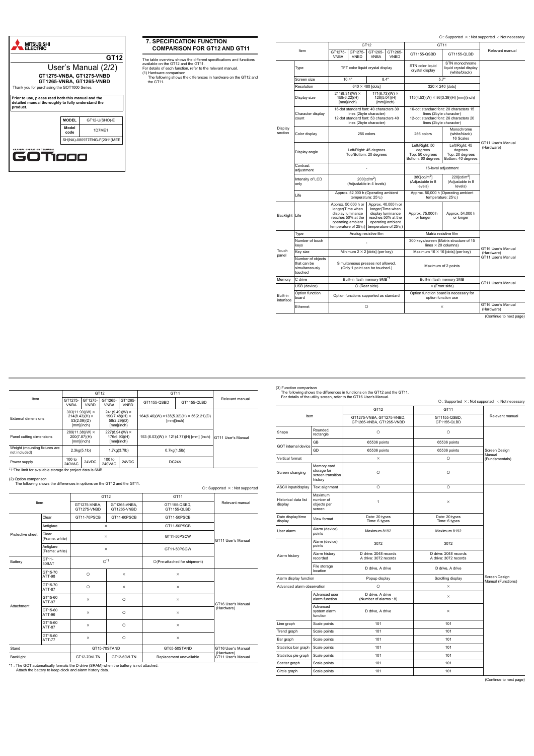MITSUBISHI ELECTRIC

**GT12**

User's Manual (2/2)

**GT1275-VNBA, GT1275-VNBD**
**GT1265-VNBA, GT1265-VNBD**

Thank you for purchasing the GOT1000 Series.

**Prior to use, please read both this manual and the detailed manual thoroughly to fully understand the product.**

| MODEL | GT12-U(SHO)-E |
|---|---|
| Model code | 1D7ME1 |
| SH(NA)-080977ENG-F(2011)MEE | |

GRAPHIC OPERATION TERMINAL
GOT1000

## 7. SPECIFICATION FUNCTION COMPARISON FOR GT12 AND GT11

The table overview shows the different specifications and functions available on the GT12 and the GT11.
For details of each function, refer to the relevant manual.

(1) Hardware comparison
The following shows the differences in hardware on the GT12 and the GT11.

○ : Supported × : Not supported - : Not necessary

| Item | | GT12 | | | | GT11 | | Relevant manual |
|---|---|---|---|---|---|---|---|---|
| | | GT1275-VNBA | GT1275-VNBD | GT1265-VNBA | GT1265-VNBD | GT1155-QSBD | GT1155-QLBD | |
| Display section | Type | TFT color liquid crystal display | | | | STN color liquid crystal display | STN monochrome liquid crystal display (white/black) | GT11 User's Manual (Hardware) |
| | Screen size | 10.4" | | 8.4" | | 5.7" | | |
| | Resolution | 640 × 480 [dots] | | | | 320 × 240 [dots] | | |
| | Display size | 211(8.31)(W) × 158(6.22)(H) [mm](inch) | | 171(6.73)(W) × 128(5.04)(H) [mm](inch) | | 115(4.53)(W) × 86(3.39)(H) [mm](inch) | | |
| | Character display count | 16-dot standard font: 40 characters 30 lines (2byte character) 12-dot standard font: 53 characters 40 lines (2byte character) | | | | 16-dot standard font: 20 characters 15 lines (2byte character) 12-dot standard font: 26 characters 20 lines (2byte character) | | |
| | Color display | 256 colors | | | | 256 colors | Monochrome (white/black) 16 Scales | |
| | Display angle | Left/Right: 45 degrees Top/Bottom: 20 degrees | | | | Left/Right: 50 degrees Top: 50 degrees Bottom: 60 degrees | Left/Right: 45 degrees Top: 20 degrees Bottom: 40 degrees | |
| | Contrast adjustment | - | | | | 16-level adjustment | | |
| | Intensity of LCD only | 200[cd/m²] (Adjustable in 4 levels) | | | | 380[cd/m²] (Adjustable in 8 levels) | 220[cd/m²] (Adjustable in 8 levels) | |
| | Life | Approx. 52,000 h (Operating ambient temperature: 25℃) | | | | Approx. 50,000 h (Operating ambient temperature: 25℃) | | |
| Backlight | Life | Approx. 50,000 h or longer(Time when display luminance reaches 50% at the operating ambient temperature of 25℃) | | Approx. 40,000 h or longer(Time when display luminance reaches 50% at the operating ambient temperature of 25℃) | | Approx. 75,000 h or longer | Approx. 54,000 h or longer | |
| Touch panel | Type | Analog resistive film | | | | Matrix resistive film | | GT16 User's Manual (Hardware) GT11 User's Manual |
| | Number of touch keys | - | | | | 300 keys/screen (Matrix structure of 15 lines × 20 columns) | | |
| | Key size | Minimum 2 × 2 [dots] (per key) | | | | Maximum 16 × 16 [dots] (per key) | | |
| | Number of objects that can be simultaneously touched | Simultaneous presses not allowed. (Only 1 point can be touched.) | | | | Maximum of 2 points | | |
| Memory | C drive | Built-in flash memory 9MB*1 | | | | Built-in flash memory 3MB | | GT11 User's Manual |
| Built-in interface | USB (device) | ○ (Rear side) | | | | × (Front side) | | |
| | Option function board | Option functions supported as standard | | | | Option function board is necessary for option function use | | |
| | Ethernet | ○ | | | | × | | GT16 User's Manual (Hardware) |

(Continue to next page)

| Item | GT12 | | | | GT11 | | Relevant manual |
|---|---|---|---|---|---|---|---|
| | GT1275-VNBA | GT1275-VNBD | GT1265-VNBA | GT1265-VNBD | GT1155-QSBD | GT1155-QLBD | |
| External dimensions | 303(11.93)(W) × 214(8.43)(H) × 53(2.09)(D) [mm](inch) | | 241(9.49)(W) × 190(7.48)(H) × 58(2.29)(D) [mm](inch) | | 164(6.46)(W) ×135(5.32)(H) × 56(2.21)(D) [mm](inch) | | GT11 User's Manual |
| Panel cutting dimensions | 289(11.38)(W) × 200(7.87)(H) [mm](inch) | | 227(8.94)(W) × 176(6.93)(H) [mm](inch) | | 153 (6.03)(W) × 121(4.77)(H) [mm] (inch) | | |
| Weight (mounting fixtures are not included) | 2.3kg(5.1lb) | | 1.7kg(3.7lb) | | 0.7kg(1.5lb) | | |
| Power supply | 100 to 240VAC | 24VDC | 100 to 240VAC | 24VDC | DC24V | | |

*1:The limit for available storage for project data is 6MB.

(2) Option comparison
The following shows the differences in options on the GT12 and the GT11.

○ : Supported × : Not supported

| Item | | GT12 | | GT11 | Relevant manual |
|---|---|---|---|---|---|
| | | GT1275-VNBA, GT1275-VNBD | GT1265-VNBA, GT1265-VNBD | GT1155-QSBD, GT1155-QLBD | |
| Protective sheet | Clear | GT11-70PSCB | GT11-60PSCB | GT11-50PSCB | GT11 User's Manual |
| | Antiglare | × | | GT11-50PSGB | |
| | Clear (Frame: white) | × | | GT11-50PSCW | |
| | Antiglare (Frame: white) | × | | GT11-50PSGW | |
| Battery | GT11-50BAT | ○*1 | | ○(Pre-attached for shipment) | |
| Attachment | GT15-70 ATT-98 | ○ | × | × | GT16 User's Manual (Hardware) |
| | GT15-70 ATT-87 | ○ | × | × | |
| | GT15-60 ATT-97 | × | ○ | × | |
| | GT15-60 ATT-96 | × | ○ | × | |
| | GT15-60 ATT-87 | × | ○ | × | |
| | GT15-60 ATT-77 | × | ○ | × | |
| Stand | | GT15-70STAND | | GT05-50STAND | GT16 User's Manual (Hardware) GT11 User's Manual |
| Backlight | | GT12-70VLTN | GT12-60VLTN | Replacement unavailable | |

*1 : The GOT automatically formats the D drive (SRAM) when the battery is not attached.
Attach the battery to keep clock and alarm history data.

(3) Function comparison
The following shows the differences in functions on the GT12 and the GT11.
For details of the utility screen, refer to the GT16 User's Manual.

○ : Supported × : Not supported - : Not necessary

| Item | | GT12 | GT11 | Relevant manual |
|---|---|---|---|---|
| | | GT1275-VNBA, GT1275-VNBD, GT1265-VNBA, GT1265-VNBD | GT1155-QSBD, GT1155-QLBD | |
| Shape | Rounded, rectangle | ○ | ○ | Screen Design Manual (Fundamentals) |
| GOT internal device | GB | 65536 points | 65536 points | |
| | GD | 65536 points | 65536 points | |
| Vertical format | | × | ○ | |
| Screen changing | Memory card storage for screen transition history | ○ | ○ | |
| ASCII input/display | Text alignment | ○ | ○ | Screen Design Manual (Functions) |
| Historical data list display | Maximum number of objects per screen | 1 | × | |
| Date display/time display | View format | Date: 20 types Time: 6 types | Date: 20 types Time: 6 types | |
| User alarm | Alarm (device) points | Maximum 8192 | Maximum 8192 | |
| Alarm history | Alarm (device) points | 3072 | 3072 | |
| | Alarm history recorded | D drive: 2048 records A drive: 3072 records | D drive: 2048 records A drive: 3072 records | |
| | File storage location | D drive, A drive | D drive, A drive | |
| Alarm display function | | Popup display | Scrolling display | |
| Advanced alarm observation | | ○ | × | |
| | Advanced user alarm function | D drive, A drive (Number of alarms : 8) | × | |
| | Advanced system alarm function | D drive, A drive | × | |
| Line graph | Scale points | 101 | 101 | |
| Trend graph | Scale points | 101 | 101 | |
| Bar graph | Scale points | 101 | 101 | |
| Statistics bar graph | Scale points | 101 | 101 | |
| Statistics pie graph | Scale points | 101 | 101 | |
| Scatter graph | Scale points | 101 | 101 | |
| Circle graph | Scale points | 101 | 101 | |

(Continue to next page)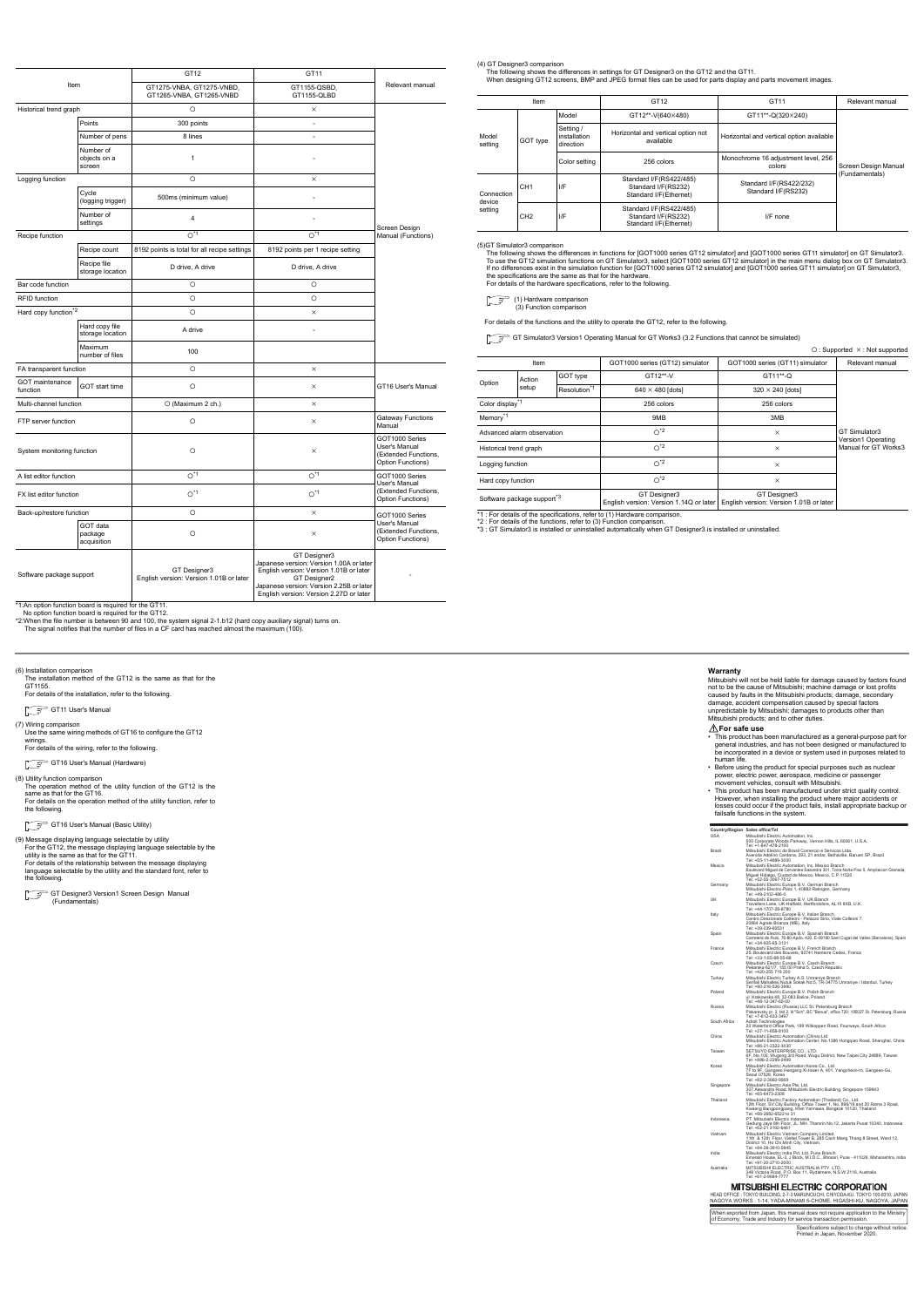| Item | | GT12 | GT11 | Relevant manual |
|---|---|---|---|---|
| | | GT1275-VNBA, GT1275-VNBD, GT1265-VNBA, GT1265-VNBD | GT1155-QSBD, GT1155-QLBD | |
| Historical trend graph | | ○ | × | Screen Design Manual (Functions) |
| | Points | 300 points | - | |
| | Number of pens | 8 lines | - | |
| | Number of objects on a screen | 1 | - | |
| Logging function | | ○ | × | |
| | Cycle (logging trigger) | 500ms (minimum value) | - | |
| | Number of settings | 4 | - | |
| Recipe function | | ○[*1] | ○[*1] | |
| | Recipe count | 8192 points is total for all recipe settings | 8192 points per 1 recipe setting | |
| | Recipe file storage location | D drive, A drive | D drive, A drive | |
| Bar code function | | ○ | ○ | |
| RFID function | | ○ | ○ | |
| Hard copy function[*2] | | ○ | × | |
| | Hard copy file storage location | A drive | - | |
| | Maximum number of files | 100 | | |
| FA transparent function | | ○ | × | |
| GOT maintenance function | GOT start time | ○ | × | GT16 User's Manual |
| Multi-channel function | | ○ (Maximum 2 ch.) | × | |
| FTP server function | | ○ | × | Gateway Functions Manual |
| System monitoring function | | ○ | × | GOT1000 Series User's Manual (Extended Functions, Option Functions) |
| A list editor function | | ○[*1] | ○[*1] | GOT1000 Series User's Manual (Extended Functions, Option Functions) |
| FX list editor function | | ○[*1] | ○[*1] | |
| Back-up/restore function | | ○ | × | GOT1000 Series User's Manual (Extended Functions, Option Functions) |
| | GOT data package acquisition | ○ | × | |
| Software package support | | GT Designer3 English version: Version 1.01B or later | GT Designer3 Japanese version: Version 1.00A or later English version: Version 1.01B or later GT Designer2 Japanese version: Version 2.25B or later English version: Version 2.27D or later | - |

*1:An option function board is required for the GT11.
No option function board is required for the GT12.
*2:When the file number is between 90 and 100, the system signal 2-1.b12 (hard copy auxiliary signal) turns on.
The signal notifies that the number of files in a CF card has reached almost the maximum (100).

(4) GT Designer3 comparison
The following shows the differences in settings for GT Designer3 on the GT12 and the GT11.
When designing GT12 screens, BMP and JPEG format files can be used for parts display and parts movement images.

| Item | | | GT12 | GT11 | Relevant manual |
|---|---|---|---|---|---|
| Model setting | GOT type | Model | GT12**-V(640×480) | GT11**-Q(320×240) | Screen Design Manual (Fundamentals) |
| | | Setting / installation direction | Horizontal and vertical option not available | Horizontal and vertical option available | |
| | | Color setting | 256 colors | Monochrome 16 adjustment level, 256 colors | |
| Connection device setting | CH1 | I/F | Standard I/F(RS422/485) Standard I/F(RS232) Standard I/F(Ethernet) | Standard I/F(RS422/232) Standard I/F(RS232) | |
| | CH2 | I/F | Standard I/F(RS422/485) Standard I/F(RS232) Standard I/F(Ethernet) | I/F none | |

(5)GT Simulator3 comparison
The following shows the differences in functions for [GOT1000 series GT12 simulator] and [GOT1000 series GT11 simulator] on GT Simulator3.
To use the GT12 simulation functions on GT Simulator3, select [GOT1000 series GT12 simulator] in the main menu dialog box on GT Simulator3.
If no differences exist in the simulation function for [GOT1000 series GT12 simulator] and [GOT1000 series GT11 simulator] on GT Simulator3, the specifications are the same as that for the hardware.
For details of the hardware specifications, refer to the following.

(1) Hardware comparison
(3) Function comparison

For details of the functions and the utility to operate the GT12, refer to the following.

GT Simulator3 Version1 Operating Manual for GT Works3 (3.2 Functions that cannot be simulated)

○ : Supported × : Not supported

| Item | | | GOT1000 series (GT12) simulator | GOT1000 series (GT11) simulator | Relevant manual |
|---|---|---|---|---|---|
| Option | Action setup | GOT type | GT12**-V | GT11**-Q | GT Simulator3 Version1 Operating Manual for GT Works3 |
| | | Resolution[*1] | 640 × 480 [dots] | 320 × 240 [dots] | |
| Color display[*1] | | | 256 colors | 256 colors | |
| Memory[*1] | | | 9MB | 3MB | |
| Advanced alarm observation | | | ○[*2] | × | |
| Historical trend graph | | | ○[*2] | × | |
| Logging function | | | ○[*2] | × | |
| Hard copy function | | | ○[*2] | × | |
| Software package support[*3] | | | GT Designer3 English version: Version 1.14Q or later | GT Designer3 English version: Version 1.01B or later | |

*1 : For details of the specifications, refer to (1) Hardware comparison.
*2 : For details of the functions, refer to (3) Function comparison.
*3 : GT Simulator3 is installed or uninstalled automatically when GT Designer3 is installed or uninstalled.

(6) Installation comparison
The installation method of the GT12 is the same as that for the GT1155.
For details of the installation, refer to the following.

GT11 User's Manual

(7) Wiring comparison
Use the same wiring methods of GT16 to configure the GT12 wirings.
For details of the wiring, refer to the following.

GT16 User's Manual (Hardware)

(8) Utility function comparison
The operation method of the utility function of the GT12 is the same as that for the GT16.
For details on the operation method of the utility function, refer to the following.

GT16 User's Manual (Basic Utility)

(9) Message displaying language selectable by utility
For the GT12, the message displaying language selectable by the utility is the same as that for the GT11.
For details of the relationship between the message displaying language selectable by the utility and the standard font, refer to the following.

GT Designer3 Version1 Screen Design Manual (Fundamentals)

## Warranty

Mitsubishi will not be held liable for damage caused by factors found not to be the cause of Mitsubishi; machine damage or lost profits caused by faults in the Mitsubishi products; damage, secondary damage, accident compensation caused by special factors unpredictable by Mitsubishi; damages to products other than Mitsubishi products; and to other duties.

### ⚠For safe use

- This product has been manufactured as a general-purpose part for general industries, and has not been designed or manufactured to be incorporated in a device or system used in purposes related to human life.
- Before using the product for special purposes such as nuclear power, electric power, aerospace, medicine or passenger movement vehicles, consult with Mitsubishi.
- This product has been manufactured under strict quality control. However, when installing the product where major accidents or losses could occur if the product fails, install appropriate backup or failsafe functions in the system.

| Country/Region | Sales office/Tel |
|---|---|
| USA | Mitsubishi Electric Automation, Inc. 500 Corporate Woods Parkway, Vernon Hills, IL 60061, U.S.A. Tel: +1-847-478-2100 |
| Brazil | Mitsubishi Electric do Brasil Comercio e Servicos Ltda. Avenida Adelino Cardana, 293, 21 andar, Bethaville, Barueri SP, Brazil Tel: +55-11-4689-3000 |
| Mexico | Mitsubishi Electric Automation, Inc. Mexico Branch Boulevard Miguel de Cervantes Saavedra 301, Torre Norte Piso 5, Ampliacion Granada, Miguel Hidalgo, Ciudad de Mexico, Mexico, C.P.11520 Tel: +52-55-3067-7512 |
| Germany | Mitsubishi Electric Europe B.V. German Branch Mitsubishi-Electric-Platz 1, 40882 Ratingen, Germany Tel: +49-2102-486-0 |
| UK | Mitsubishi Electric Europe B.V. UK Branch Travellers Lane, UK-Hatfield, Hertfordshire, AL10 8XB, U.K. Tel: +44-1707-28-8780 |
| Italy | Mitsubishi Electric Europe B.V. Italian Branch Centro Direzionale Colleoni - Palazzo Sirio, Viale Colleoni 7, 20864 Agrate Brianza (MB), Italy Tel: +39-039-60531 |
| Spain | Mitsubishi Electric Europe B.V. Spanish Branch Carretera de Rubí, 76-80-Apdo. 420, E-08190 Sant Cugat del Valles (Barcelona), Spain Tel: +34-935-65-3131 |
| France | Mitsubishi Electric Europe B.V. French Branch 25, Boulevard des Bouvets, 92741 Nanterre Cedex, France Tel: +33-1-55-68-55-68 |
| Czech | Mitsubishi Electric Europe B.V. Czech Branch Pekarska 621/7, 155 00 Praha 5, Czech Republic Tel: +420-255 719 200 |
| Turkey | Mitsubishi Electric Turkey A.S. Umraniye Branch Serifali Mahallesi Kale Sokak No.5, TR-34775 Umraniye / Istanbul, Turkey Tel: +90-216-526-3990 |
| Poland | Mitsubishi Electric Europe B.V. Polish Branch ul. Krakowska 48, 32-083 Balice, Poland Tel: +48-12-347-65-00 |
| Russia | Mitsubishi Electric (Russia) LLC St. Petersburg Branch Piskarevsky pr. 2, bld 2, lit "Sch", BC "Benua", office 720; 195027 St. Petersburg, Russia Tel: +7-812-633-3497 |
| South Africa | Adroit Technologies 20 Waterford Office Park, 189 Witkoppen Road, Fourways, South Africa Tel: +27-11-658-8100 |
| China | Mitsubishi Electric Automation (China) Ltd. Mitsubishi Electric Automation Center, No.1386 Hongqiao Road, Shanghai, China Tel: +86-21-2322-3030 |
| Taiwan | SETSUYO ENTERPRISE CO., LTD. 6F, No.105, Wugong 3rd Road, Wugu District, New Taipei City 24889, Taiwan Tel: +886-2-2299-2499 |
| Korea | Mitsubishi Electric Automation Korea Co., Ltd. 7F to 9F, Gangseo Hangang Xi-tower A, 401, Yangcheon-ro, Gangseo-Gu, Seoul 07528, Korea Tel: +82-2-3660-9569 |
| Singapore | Mitsubishi Electric Asia Pte. Ltd. 307 Alexandra Road, Mitsubishi Electric Building, Singapore 159943 Tel: +65-6473-2308 |
| Thailand | Mitsubishi Electric Factory Automation (Thailand) Co., Ltd. 12th Floor, SV.City Building, Office Tower 1, No. 896/19 and 20 Rama 3 Road, Kwaeng Bangpongpang, Khet Yannawa, Bangkok 10120, Thailand Tel: +66-2682-6522 to 31 |
| Indonesia | PT. Mitsubishi Electric Indonesia Gedung Jaya 8th Floor, JL. MH. Thamrin No.12, Jakarta Pusat 10340, Indonesia Tel: +62-21-3192-6461 |
| Vietnam | Mitsubishi Electric Vietnam Company Limited 11th & 12th Floor, Viettel Tower B, 285 Cach Mang Thang 8 Street, Ward 12, District 10, Ho Chi Minh City, Vietnam Tel: +84-28-3910-5945 |
| India | Mitsubishi Electric India Pvt. Ltd. Pune Branch Emerald House, EL-3, J Block, M.I.D.C., Bhosari, Pune - 411026, Maharashtra, India Tel: +91-20-2710-2000 |
| Australia | MITSUBISHI ELECTRIC AUSTRALIA PTY. LTD. 348 Victoria Road, P.O. Box 11, Rydalmere, N.S.W 2116, Australia Tel: +61-2-9684-7777 |

**MITSUBISHI ELECTRIC CORPORATION**
HEAD OFFICE : TOKYO BUILDING, 2-7-3 MARUNOUCHI, CHIYODA-KU, TOKYO 100-8310, JAPAN
NAGOYA WORKS : 1-14, YADA-MINAMI 5-CHOME, HIGASHI-KU, NAGOYA, JAPAN

When exported from Japan, this manual does not require application to the Ministry of Economy, Trade and Industry for service transaction permission.

Specifications subject to change without notice.
Printed in Japan, November 2020.